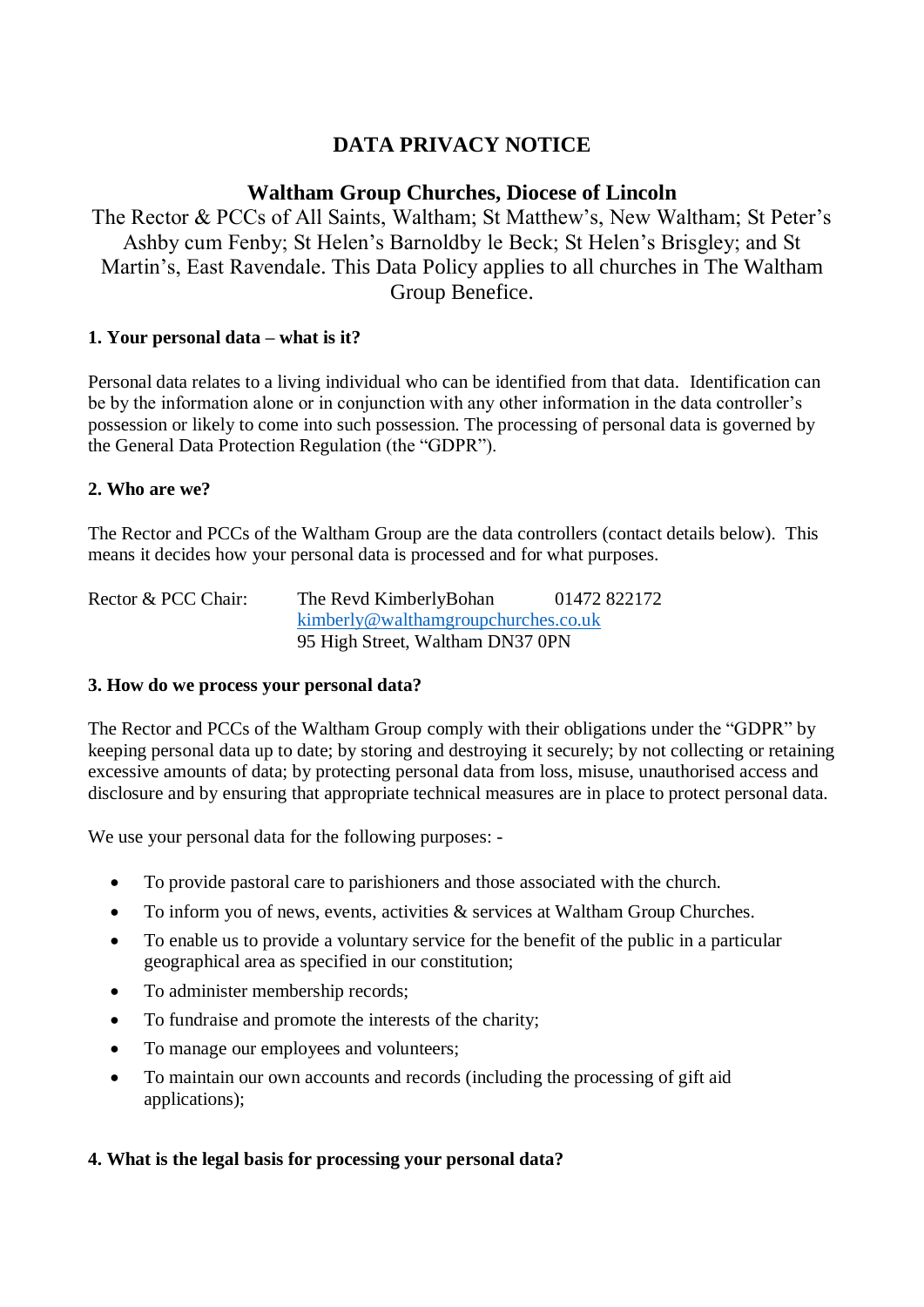# DATA PRIVACY NOTICE

## Waltham Group Churches, Diocese of Lincoln

The Rector & PCCs of All Saints, Waltham; St Matthew's, New Waltham; St Peter's Ashby cum Fenby; St Helen's Barnoldby le Beck; St Helen's Brisgley; and St Martin's, East Ravendale. This Data Policy applies to all churches in The Waltham Group Benefice.

### 1. Your personal data – what is it?

Personal data relates to a living individual who can be identified from that data. Identification can be by the information alone or in conjunction with any other information in the data controller's possession or likely to come into such possession. The processing of personal data is governed by the General Data Protection Regulation (the "GDPR").

### 2. Who are we?

The Rector and PCCs of the Waltham Group are the data controllers (contact details below). This means it decides how your personal data is processed and for what purposes.

Rector & PCC Chair: The Revd KimberlyBohan 01472 822172
kimberly@walthamgroupchurches.co.uk
95 High Street, Waltham DN37 0PN

### 3. How do we process your personal data?

The Rector and PCCs of the Waltham Group comply with their obligations under the "GDPR" by keeping personal data up to date; by storing and destroying it securely; by not collecting or retaining excessive amounts of data; by protecting personal data from loss, misuse, unauthorised access and disclosure and by ensuring that appropriate technical measures are in place to protect personal data.

We use your personal data for the following purposes: -

- To provide pastoral care to parishioners and those associated with the church.
- To inform you of news, events, activities & services at Waltham Group Churches.
- To enable us to provide a voluntary service for the benefit of the public in a particular geographical area as specified in our constitution;
- To administer membership records;
- To fundraise and promote the interests of the charity;
- To manage our employees and volunteers;
- To maintain our own accounts and records (including the processing of gift aid applications);

### 4. What is the legal basis for processing your personal data?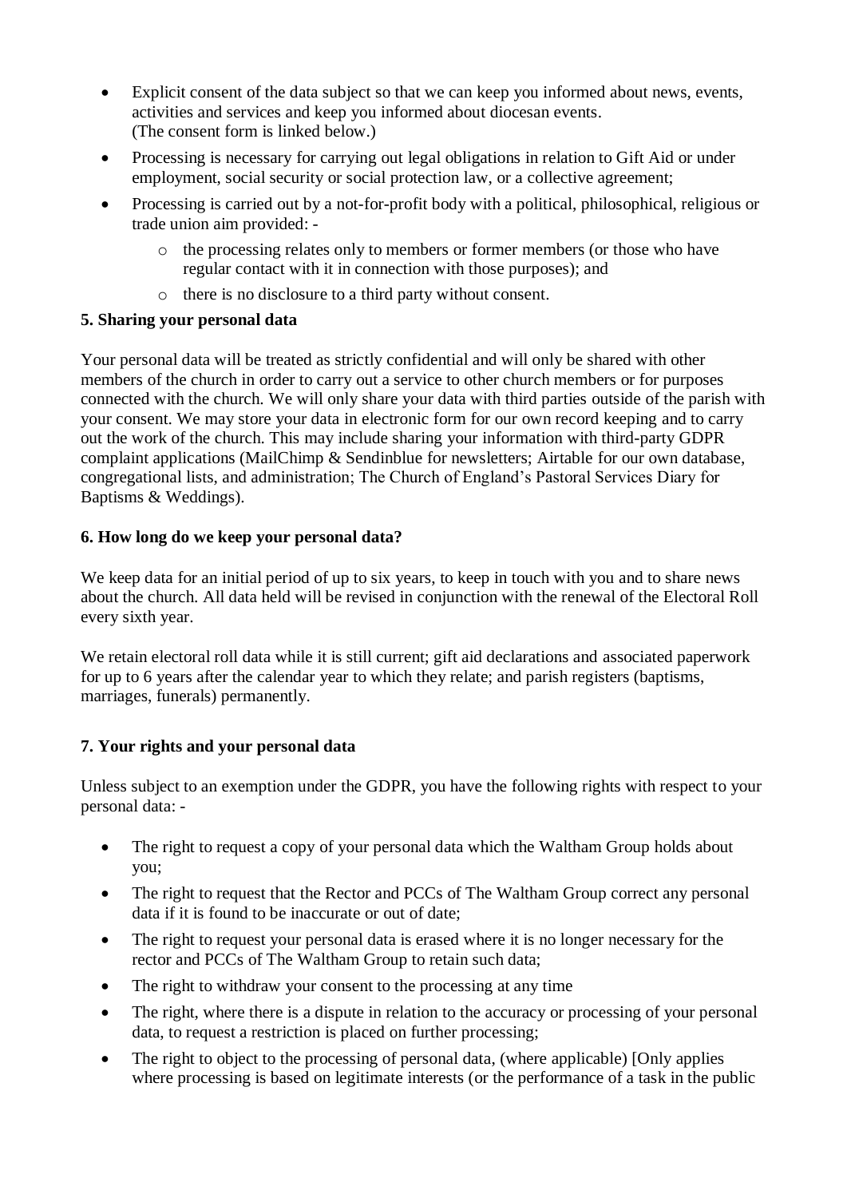- Explicit consent of the data subject so that we can keep you informed about news, events, activities and services and keep you informed about diocesan events. (The consent form is linked below.)
- Processing is necessary for carrying out legal obligations in relation to Gift Aid or under employment, social security or social protection law, or a collective agreement;
- Processing is carried out by a not-for-profit body with a political, philosophical, religious or trade union aim provided: -
    - the processing relates only to members or former members (or those who have regular contact with it in connection with those purposes); and
    - there is no disclosure to a third party without consent.

**5. Sharing your personal data**

Your personal data will be treated as strictly confidential and will only be shared with other members of the church in order to carry out a service to other church members or for purposes connected with the church. We will only share your data with third parties outside of the parish with your consent. We may store your data in electronic form for our own record keeping and to carry out the work of the church. This may include sharing your information with third-party GDPR complaint applications (MailChimp & Sendinblue for newsletters; Airtable for our own database, congregational lists, and administration; The Church of England's Pastoral Services Diary for Baptisms & Weddings).

**6. How long do we keep your personal data?**

We keep data for an initial period of up to six years, to keep in touch with you and to share news about the church. All data held will be revised in conjunction with the renewal of the Electoral Roll every sixth year.

We retain electoral roll data while it is still current; gift aid declarations and associated paperwork for up to 6 years after the calendar year to which they relate; and parish registers (baptisms, marriages, funerals) permanently.

**7. Your rights and your personal data**

Unless subject to an exemption under the GDPR, you have the following rights with respect to your personal data: -

- The right to request a copy of your personal data which the Waltham Group holds about you;
- The right to request that the Rector and PCCs of The Waltham Group correct any personal data if it is found to be inaccurate or out of date;
- The right to request your personal data is erased where it is no longer necessary for the rector and PCCs of The Waltham Group to retain such data;
- The right to withdraw your consent to the processing at any time
- The right, where there is a dispute in relation to the accuracy or processing of your personal data, to request a restriction is placed on further processing;
- The right to object to the processing of personal data, (where applicable) [Only applies where processing is based on legitimate interests (or the performance of a task in the public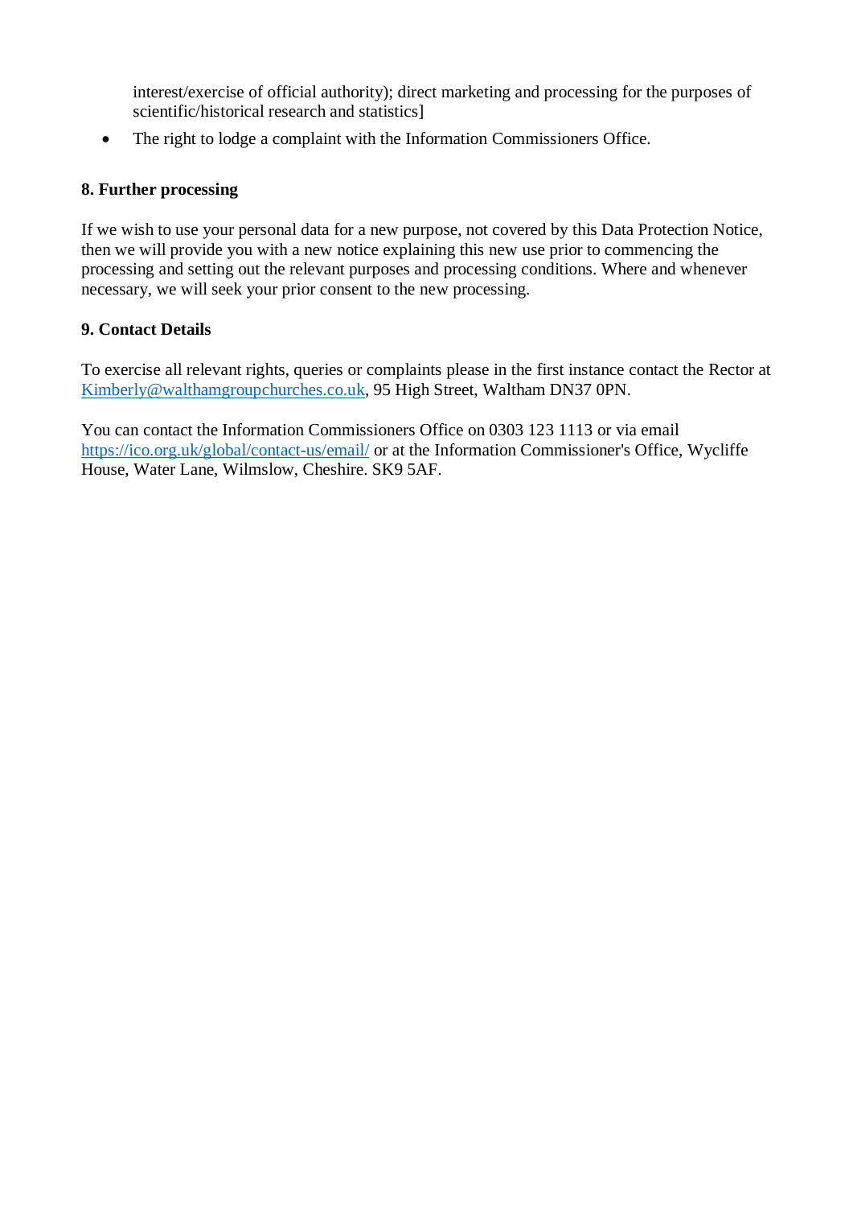interest/exercise of official authority); direct marketing and processing for the purposes of scientific/historical research and statistics]

- The right to lodge a complaint with the Information Commissioners Office.

**8. Further processing**

If we wish to use your personal data for a new purpose, not covered by this Data Protection Notice, then we will provide you with a new notice explaining this new use prior to commencing the processing and setting out the relevant purposes and processing conditions. Where and whenever necessary, we will seek your prior consent to the new processing.

**9. Contact Details**

To exercise all relevant rights, queries or complaints please in the first instance contact the Rector at Kimberly@walthamgroupchurches.co.uk, 95 High Street, Waltham DN37 0PN.

You can contact the Information Commissioners Office on 0303 123 1113 or via email https://ico.org.uk/global/contact-us/email/ or at the Information Commissioner's Office, Wycliffe House, Water Lane, Wilmslow, Cheshire. SK9 5AF.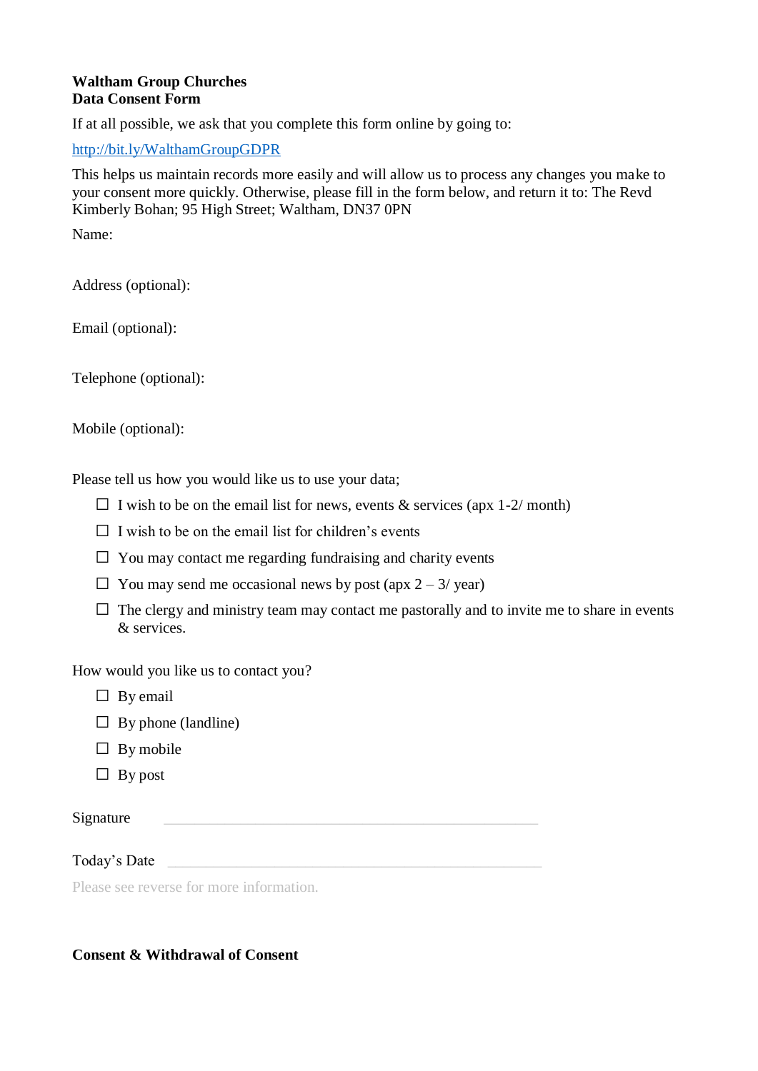**Waltham Group Churches**
**Data Consent Form**

If at all possible, we ask that you complete this form online by going to:

[http://bit.ly/WalthamGroupGDPR](http://bit.ly/WalthamGroupGDPR)

This helps us maintain records more easily and will allow us to process any changes you make to your consent more quickly. Otherwise, please fill in the form below, and return it to: The Revd Kimberly Bohan; 95 High Street; Waltham, DN37 0PN

Name:

Address (optional):

Email (optional):

Telephone (optional):

Mobile (optional):

Please tell us how you would like us to use your data;

- ☐ I wish to be on the email list for news, events & services (apx 1-2/ month)
- ☐ I wish to be on the email list for children's events
- ☐ You may contact me regarding fundraising and charity events
- ☐ You may send me occasional news by post (apx 2 – 3/ year)
- ☐ The clergy and ministry team may contact me pastorally and to invite me to share in events & services.

How would you like us to contact you?

- ☐ By email
- ☐ By phone (landline)
- ☐ By mobile
- ☐ By post

Signature \_\_\_\_\_\_\_\_\_\_\_\_\_\_\_\_\_\_\_\_\_\_\_\_\_\_\_\_\_\_\_\_\_\_\_\_\_\_\_\_

Today's Date \_\_\_\_\_\_\_\_\_\_\_\_\_\_\_\_\_\_\_\_\_\_\_\_\_\_\_\_\_\_\_\_\_\_\_\_\_\_\_\_

Please see reverse for more information.

**Consent & Withdrawal of Consent**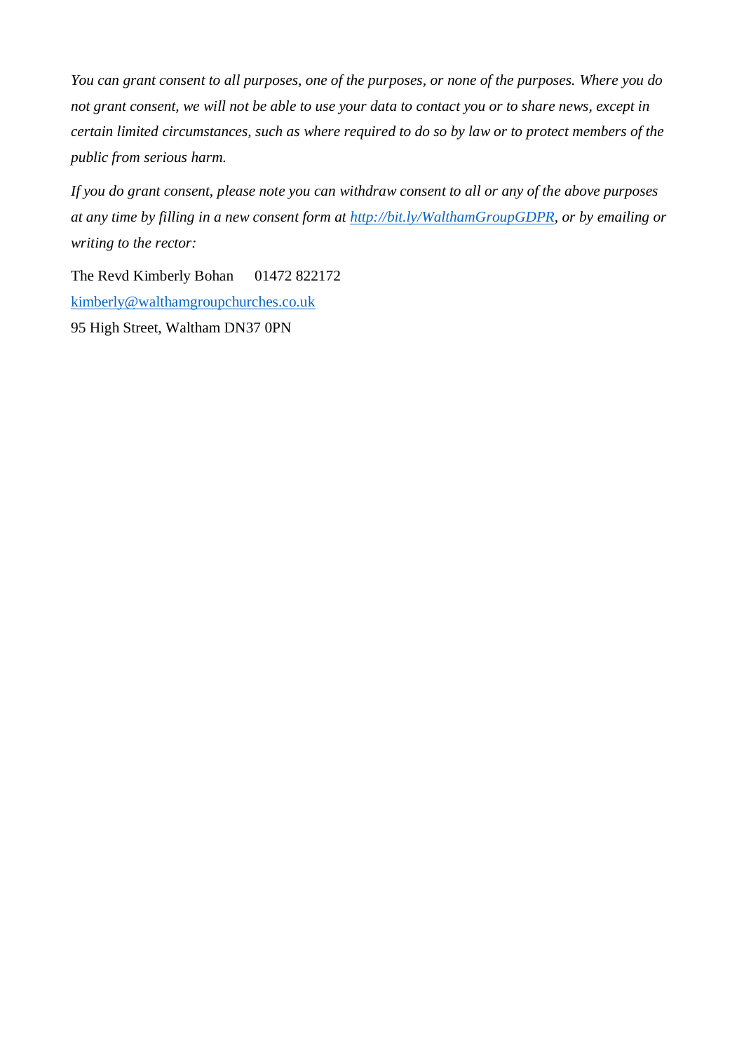*You can grant consent to all purposes, one of the purposes, or none of the purposes. Where you do not grant consent, we will not be able to use your data to contact you or to share news, except in certain limited circumstances, such as where required to do so by law or to protect members of the public from serious harm.*

*If you do grant consent, please note you can withdraw consent to all or any of the above purposes at any time by filling in a new consent form at [http://bit.ly/WalthamGroupGDPR](http://bit.ly/WalthamGroupGDPR), or by emailing or writing to the rector:*

The Revd Kimberly Bohan  01472 822172
[kimberly@walthamgroupchurches.co.uk](mailto:kimberly@walthamgroupchurches.co.uk)
95 High Street, Waltham DN37 0PN